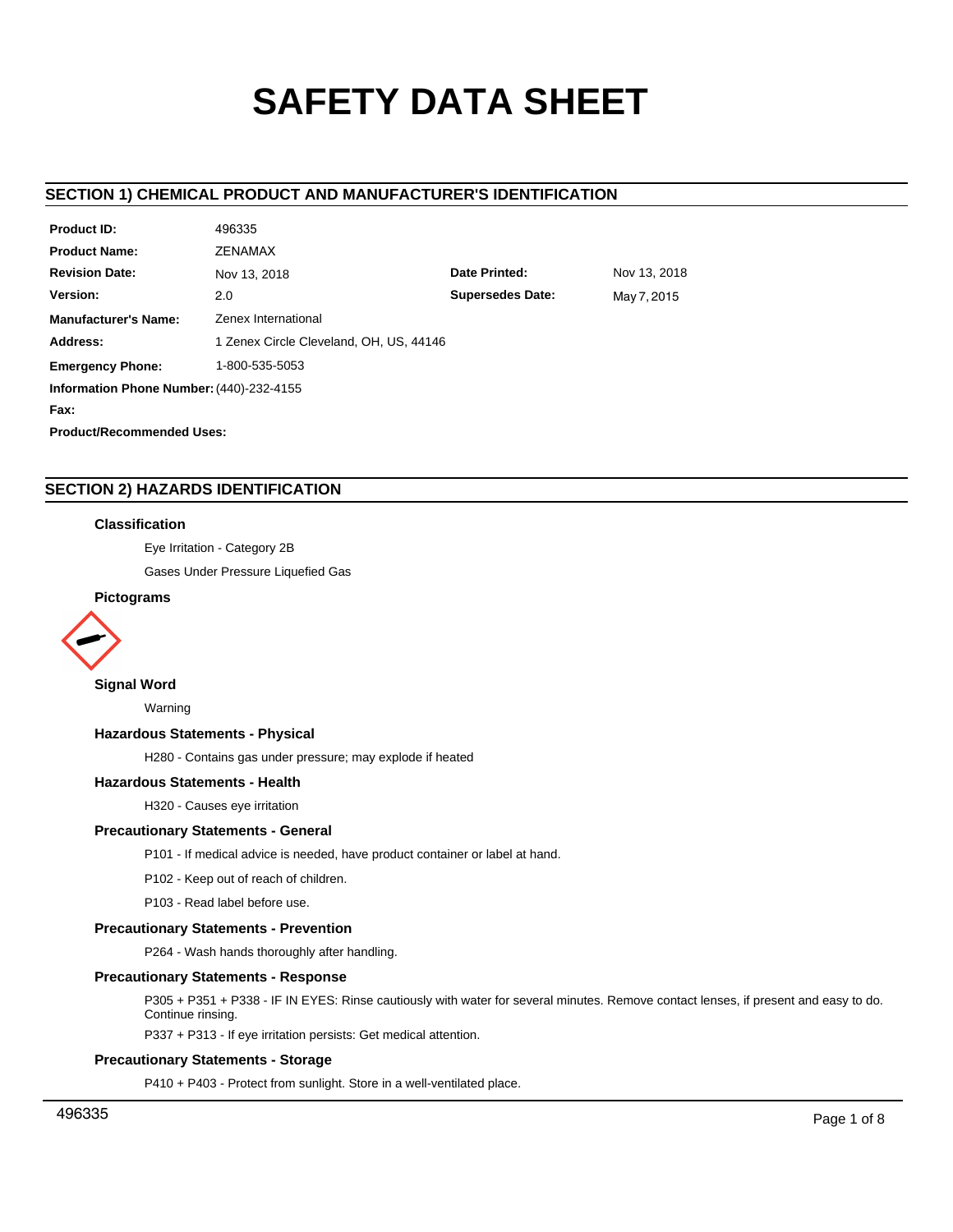# SAFETY DATA SHEET

## SECTION 1) CHEMICAL PRODUCT AND MANUFACTURER'S IDENTIFICATION

| | | | |
|---|---|---|---|
| **Product ID:** | 496335 | | |
| **Product Name:** | ZENAMAX | | |
| **Revision Date:** | Nov 13, 2018 | **Date Printed:** | Nov 13, 2018 |
| **Version:** | 2.0 | **Supersedes Date:** | May 7, 2015 |
| **Manufacturer's Name:** | Zenex International | | |
| **Address:** | 1 Zenex Circle Cleveland, OH, US, 44146 | | |
| **Emergency Phone:** | 1-800-535-5053 | | |
| **Information Phone Number:** | (440)-232-4155 | | |
| **Fax:** | | | |
| **Product/Recommended Uses:** | | | |

## SECTION 2) HAZARDS IDENTIFICATION

### Classification

Eye Irritation - Category 2B

Gases Under Pressure Liquefied Gas

### Pictograms

### Signal Word

Warning

### Hazardous Statements - Physical

H280 - Contains gas under pressure; may explode if heated

### Hazardous Statements - Health

H320 - Causes eye irritation

### Precautionary Statements - General

P101 - If medical advice is needed, have product container or label at hand.

P102 - Keep out of reach of children.

P103 - Read label before use.

### Precautionary Statements - Prevention

P264 - Wash hands thoroughly after handling.

### Precautionary Statements - Response

P305 + P351 + P338 - IF IN EYES: Rinse cautiously with water for several minutes. Remove contact lenses, if present and easy to do. Continue rinsing.

P337 + P313 - If eye irritation persists: Get medical attention.

### Precautionary Statements - Storage

P410 + P403 - Protect from sunlight. Store in a well-ventilated place.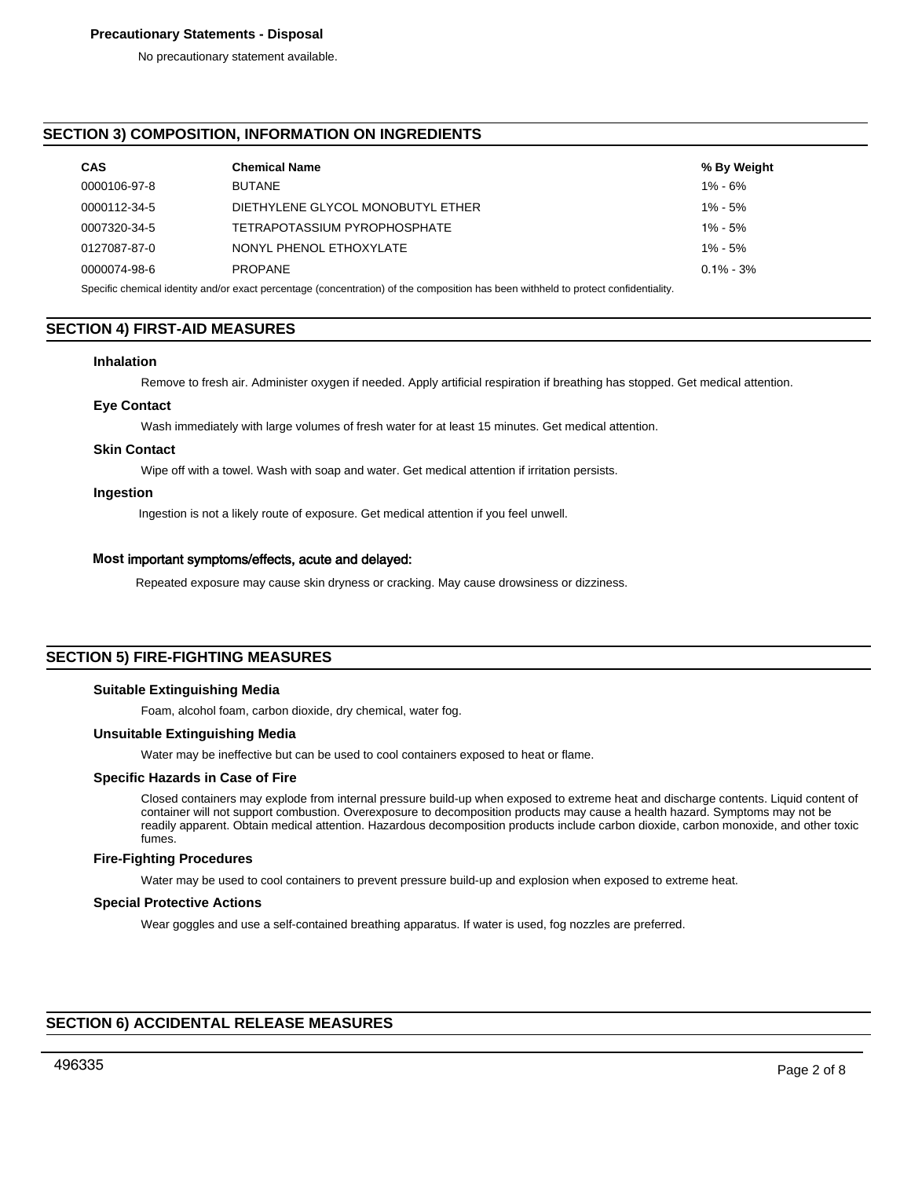### Precautionary Statements - Disposal

No precautionary statement available.

## SECTION 3) COMPOSITION, INFORMATION ON INGREDIENTS

| CAS | Chemical Name | % By Weight |
|---|---|---|
| 0000106-97-8 | BUTANE | 1% - 6% |
| 0000112-34-5 | DIETHYLENE GLYCOL MONOBUTYL ETHER | 1% - 5% |
| 0007320-34-5 | TETRAPOTASSIUM PYROPHOSPHATE | 1% - 5% |
| 0127087-87-0 | NONYL PHENOL ETHOXYLATE | 1% - 5% |
| 0000074-98-6 | PROPANE | 0.1% - 3% |

Specific chemical identity and/or exact percentage (concentration) of the composition has been withheld to protect confidentiality.

## SECTION 4) FIRST-AID MEASURES

### Inhalation

Remove to fresh air. Administer oxygen if needed. Apply artificial respiration if breathing has stopped. Get medical attention.

### Eye Contact

Wash immediately with large volumes of fresh water for at least 15 minutes. Get medical attention.

### Skin Contact

Wipe off with a towel. Wash with soap and water. Get medical attention if irritation persists.

### Ingestion

Ingestion is not a likely route of exposure. Get medical attention if you feel unwell.

### Most important symptoms/effects, acute and delayed:

Repeated exposure may cause skin dryness or cracking. May cause drowsiness or dizziness.

## SECTION 5) FIRE-FIGHTING MEASURES

### Suitable Extinguishing Media

Foam, alcohol foam, carbon dioxide, dry chemical, water fog.

### Unsuitable Extinguishing Media

Water may be ineffective but can be used to cool containers exposed to heat or flame.

### Specific Hazards in Case of Fire

Closed containers may explode from internal pressure build-up when exposed to extreme heat and discharge contents. Liquid content of container will not support combustion. Overexposure to decomposition products may cause a health hazard. Symptoms may not be readily apparent. Obtain medical attention. Hazardous decomposition products include carbon dioxide, carbon monoxide, and other toxic fumes.

### Fire-Fighting Procedures

Water may be used to cool containers to prevent pressure build-up and explosion when exposed to extreme heat.

### Special Protective Actions

Wear goggles and use a self-contained breathing apparatus. If water is used, fog nozzles are preferred.

## SECTION 6) ACCIDENTAL RELEASE MEASURES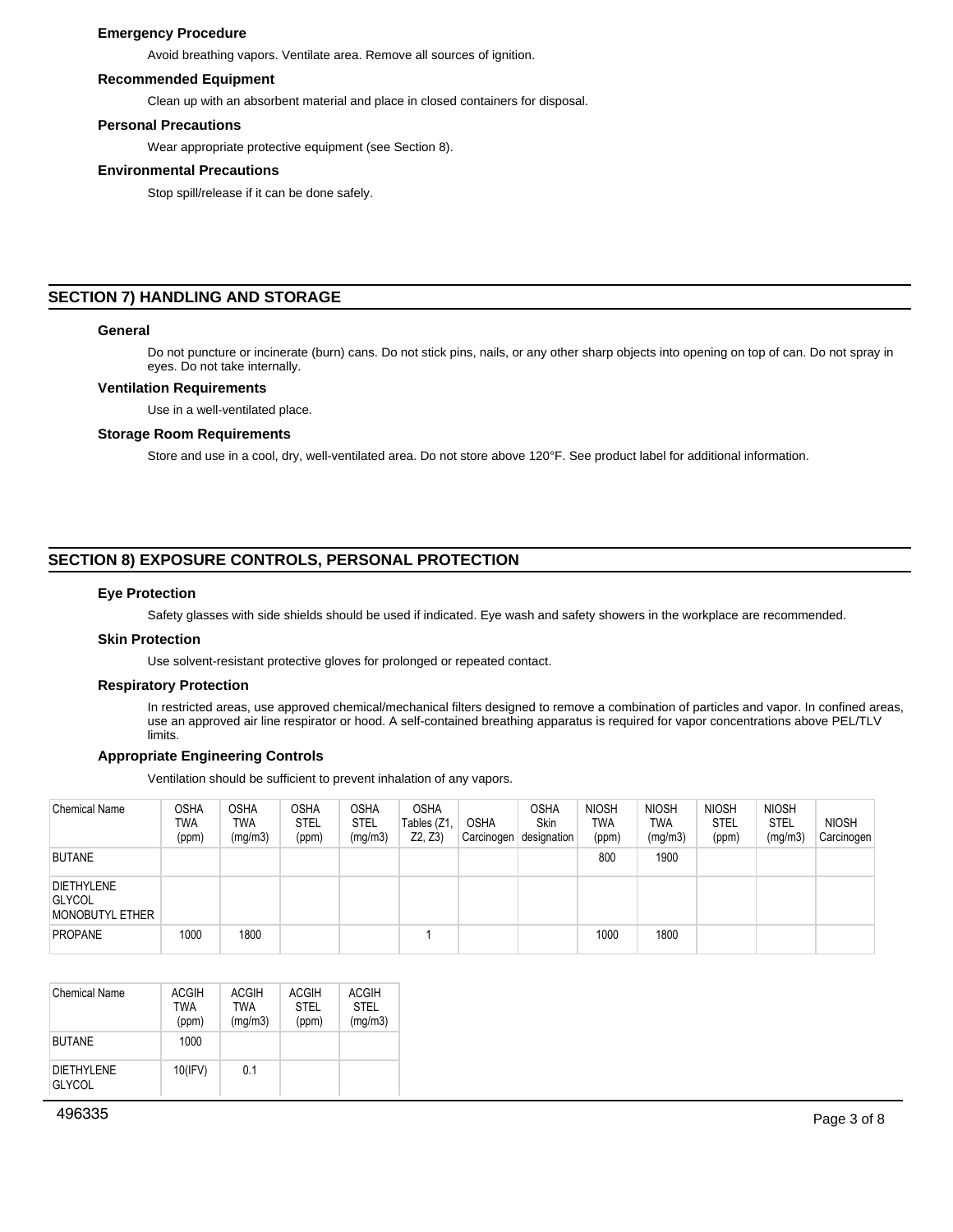### Emergency Procedure

Avoid breathing vapors. Ventilate area. Remove all sources of ignition.

### Recommended Equipment

Clean up with an absorbent material and place in closed containers for disposal.

### Personal Precautions

Wear appropriate protective equipment (see Section 8).

### Environmental Precautions

Stop spill/release if it can be done safely.

## SECTION 7) HANDLING AND STORAGE

### General

Do not puncture or incinerate (burn) cans. Do not stick pins, nails, or any other sharp objects into opening on top of can. Do not spray in eyes. Do not take internally.

### Ventilation Requirements

Use in a well-ventilated place.

### Storage Room Requirements

Store and use in a cool, dry, well-ventilated area. Do not store above 120°F. See product label for additional information.

## SECTION 8) EXPOSURE CONTROLS, PERSONAL PROTECTION

### Eye Protection

Safety glasses with side shields should be used if indicated. Eye wash and safety showers in the workplace are recommended.

### Skin Protection

Use solvent-resistant protective gloves for prolonged or repeated contact.

### Respiratory Protection

In restricted areas, use approved chemical/mechanical filters designed to remove a combination of particles and vapor. In confined areas, use an approved air line respirator or hood. A self-contained breathing apparatus is required for vapor concentrations above PEL/TLV limits.

### Appropriate Engineering Controls

Ventilation should be sufficient to prevent inhalation of any vapors.

| Chemical Name | OSHA TWA (ppm) | OSHA TWA (mg/m3) | OSHA STEL (ppm) | OSHA STEL (mg/m3) | OSHA Tables (Z1, Z2, Z3) | OSHA Carcinogen | OSHA Skin designation | NIOSH TWA (ppm) | NIOSH TWA (mg/m3) | NIOSH STEL (ppm) | NIOSH STEL (mg/m3) | NIOSH Carcinogen |
|---|---|---|---|---|---|---|---|---|---|---|---|---|
| BUTANE | | | | | | | | 800 | 1900 | | | |
| DIETHYLENE GLYCOL MONOBUTYL ETHER | | | | | | | | | | | | |
| PROPANE | 1000 | 1800 | | | 1 | | | 1000 | 1800 | | | |

| Chemical Name | ACGIH TWA (ppm) | ACGIH TWA (mg/m3) | ACGIH STEL (ppm) | ACGIH STEL (mg/m3) |
|---|---|---|---|---|
| BUTANE | 1000 | | | |
| DIETHYLENE GLYCOL | 10(IFV) | 0.1 | | |

496335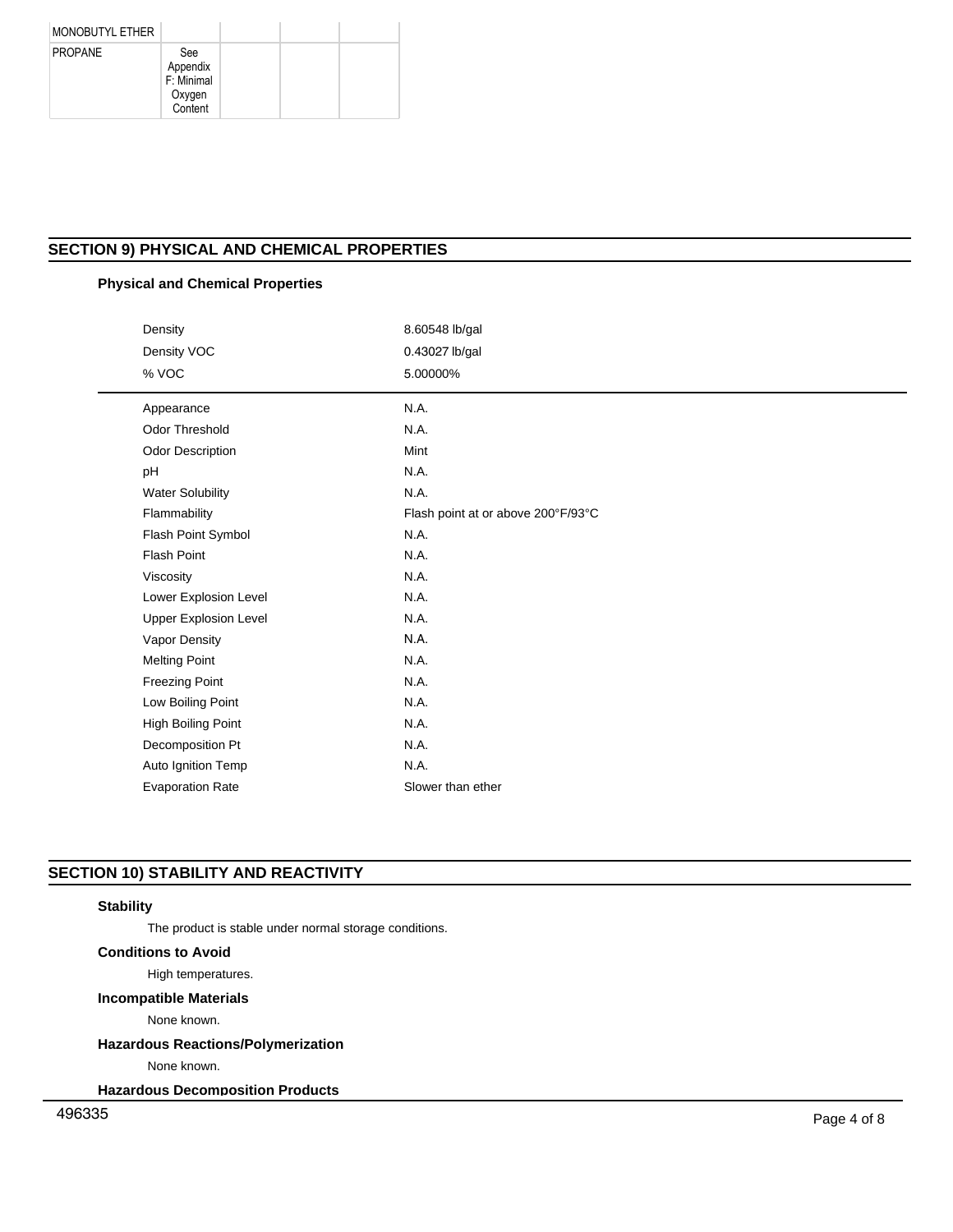| MONOBUTYL ETHER | | | | |
|---|---|---|---|---|
| PROPANE | See Appendix F: Minimal Oxygen Content | | | |

## SECTION 9) PHYSICAL AND CHEMICAL PROPERTIES

### Physical and Chemical Properties

| | |
|---|---|
| Density | 8.60548 lb/gal |
| Density VOC | 0.43027 lb/gal |
| % VOC | 5.00000% |

| | |
|---|---|
| Appearance | N.A. |
| Odor Threshold | N.A. |
| Odor Description | Mint |
| pH | N.A. |
| Water Solubility | N.A. |
| Flammability | Flash point at or above 200°F/93°C |
| Flash Point Symbol | N.A. |
| Flash Point | N.A. |
| Viscosity | N.A. |
| Lower Explosion Level | N.A. |
| Upper Explosion Level | N.A. |
| Vapor Density | N.A. |
| Melting Point | N.A. |
| Freezing Point | N.A. |
| Low Boiling Point | N.A. |
| High Boiling Point | N.A. |
| Decomposition Pt | N.A. |
| Auto Ignition Temp | N.A. |
| Evaporation Rate | Slower than ether |

## SECTION 10) STABILITY AND REACTIVITY

### Stability

The product is stable under normal storage conditions.

### Conditions to Avoid

High temperatures.

### Incompatible Materials

None known.

### Hazardous Reactions/Polymerization

None known.

### Hazardous Decomposition Products

496335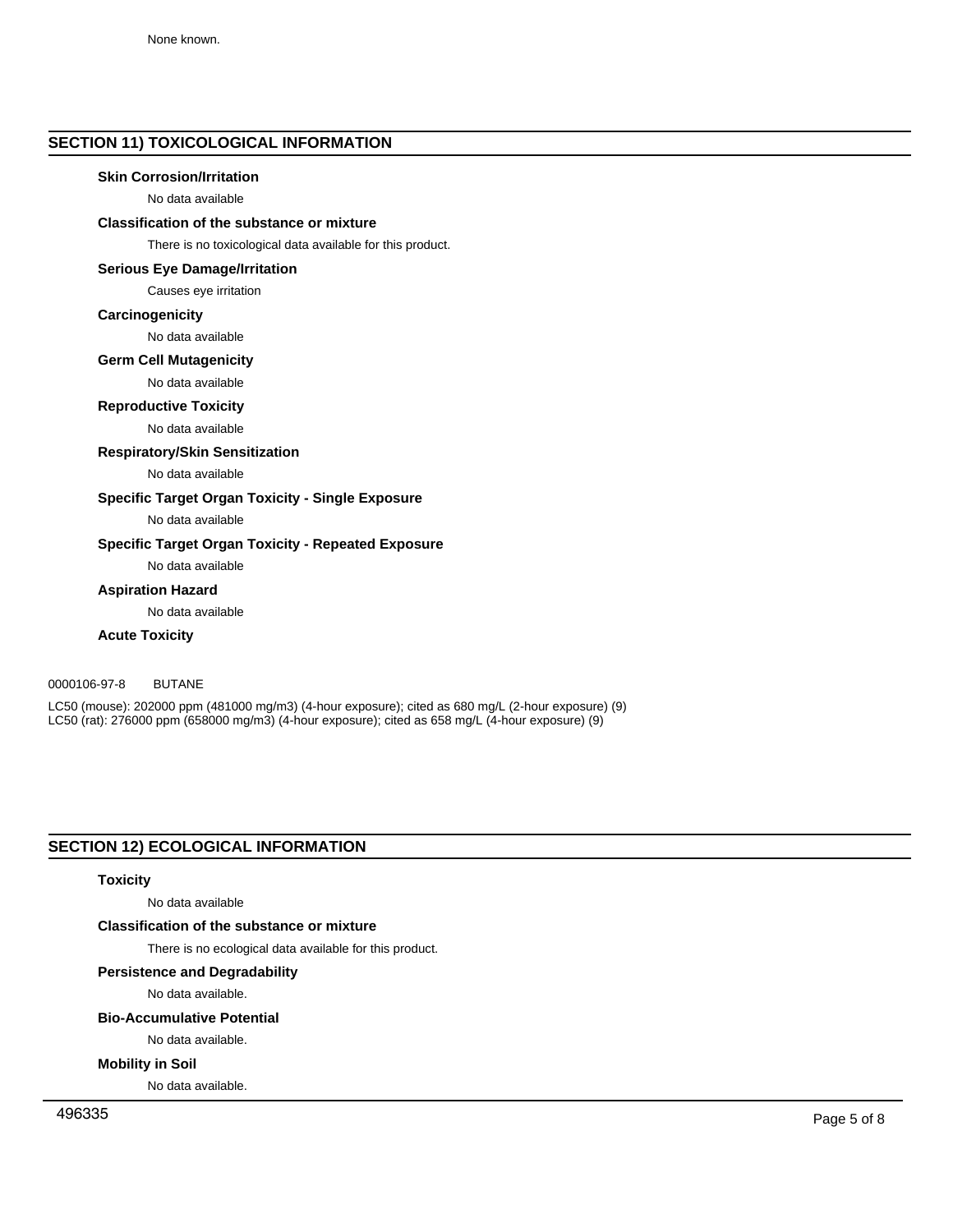None known.

## SECTION 11) TOXICOLOGICAL INFORMATION

**Skin Corrosion/Irritation**

No data available

**Classification of the substance or mixture**

There is no toxicological data available for this product.

**Serious Eye Damage/Irritation**

Causes eye irritation

**Carcinogenicity**

No data available

**Germ Cell Mutagenicity**

No data available

**Reproductive Toxicity**

No data available

**Respiratory/Skin Sensitization**

No data available

**Specific Target Organ Toxicity - Single Exposure**

No data available

**Specific Target Organ Toxicity - Repeated Exposure**

No data available

**Aspiration Hazard**

No data available

**Acute Toxicity**

0000106-97-8 BUTANE

LC50 (mouse): 202000 ppm (481000 mg/m3) (4-hour exposure); cited as 680 mg/L (2-hour exposure) (9)
LC50 (rat): 276000 ppm (658000 mg/m3) (4-hour exposure); cited as 658 mg/L (4-hour exposure) (9)

## SECTION 12) ECOLOGICAL INFORMATION

**Toxicity**

No data available

**Classification of the substance or mixture**

There is no ecological data available for this product.

**Persistence and Degradability**

No data available.

**Bio-Accumulative Potential**

No data available.

**Mobility in Soil**

No data available.

496335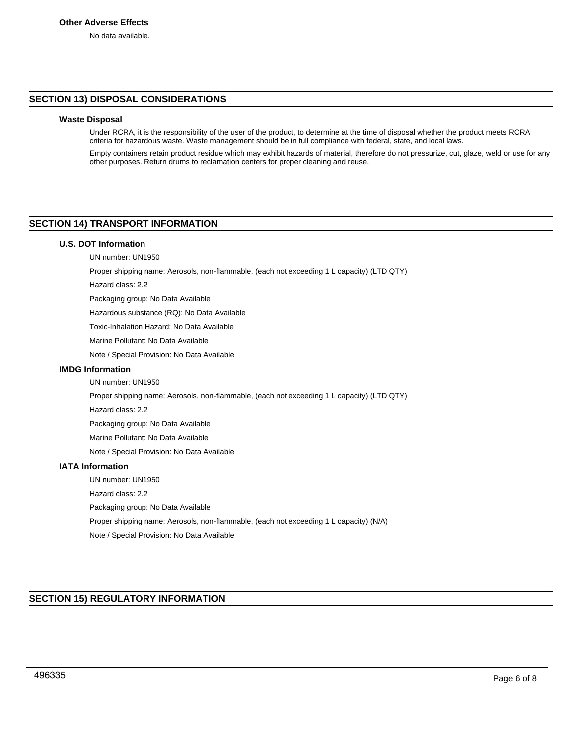### Other Adverse Effects

No data available.

## SECTION 13) DISPOSAL CONSIDERATIONS

### Waste Disposal

Under RCRA, it is the responsibility of the user of the product, to determine at the time of disposal whether the product meets RCRA criteria for hazardous waste. Waste management should be in full compliance with federal, state, and local laws.

Empty containers retain product residue which may exhibit hazards of material, therefore do not pressurize, cut, glaze, weld or use for any other purposes. Return drums to reclamation centers for proper cleaning and reuse.

## SECTION 14) TRANSPORT INFORMATION

### U.S. DOT Information

UN number: UN1950

Proper shipping name: Aerosols, non-flammable, (each not exceeding 1 L capacity) (LTD QTY)

Hazard class: 2.2

Packaging group: No Data Available

Hazardous substance (RQ): No Data Available

Toxic-Inhalation Hazard: No Data Available

Marine Pollutant: No Data Available

Note / Special Provision: No Data Available

### IMDG Information

UN number: UN1950

Proper shipping name: Aerosols, non-flammable, (each not exceeding 1 L capacity) (LTD QTY)

Hazard class: 2.2

Packaging group: No Data Available

Marine Pollutant: No Data Available

Note / Special Provision: No Data Available

### IATA Information

UN number: UN1950

Hazard class: 2.2

Packaging group: No Data Available

Proper shipping name: Aerosols, non-flammable, (each not exceeding 1 L capacity) (N/A)

Note / Special Provision: No Data Available

## SECTION 15) REGULATORY INFORMATION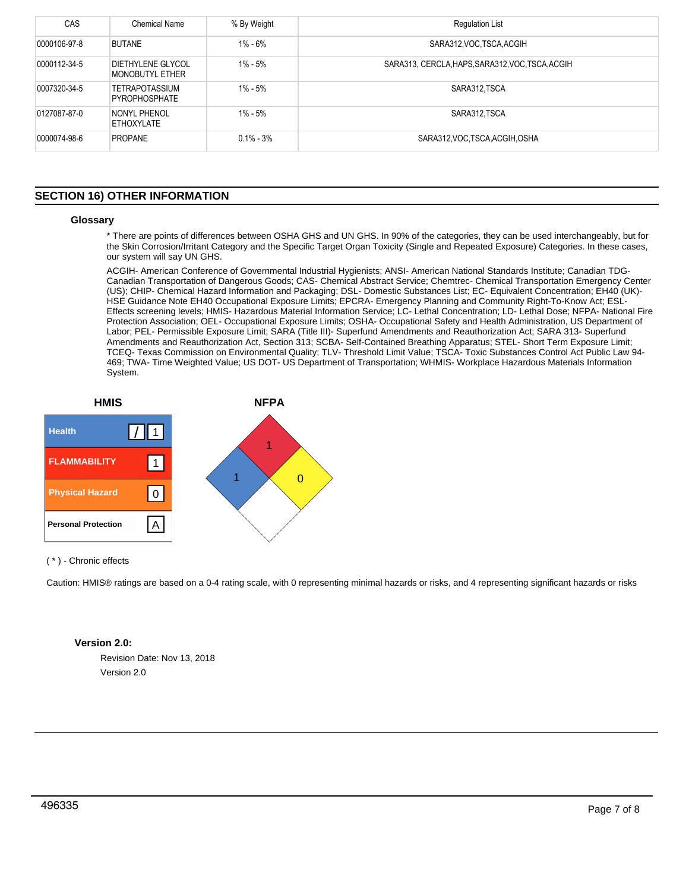| CAS | Chemical Name | % By Weight | Regulation List |
|---|---|---|---|
| 0000106-97-8 | BUTANE | 1% - 6% | SARA312,VOC,TSCA,ACGIH |
| 0000112-34-5 | DIETHYLENE GLYCOL MONOBUTYL ETHER | 1% - 5% | SARA313, CERCLA,HAPS,SARA312,VOC,TSCA,ACGIH |
| 0007320-34-5 | TETRAPOTASSIUM PYROPHOSPHATE | 1% - 5% | SARA312,TSCA |
| 0127087-87-0 | NONYL PHENOL ETHOXYLATE | 1% - 5% | SARA312,TSCA |
| 0000074-98-6 | PROPANE | 0.1% - 3% | SARA312,VOC,TSCA,ACGIH,OSHA |

## SECTION 16) OTHER INFORMATION

### Glossary

* There are points of differences between OSHA GHS and UN GHS. In 90% of the categories, they can be used interchangeably, but for the Skin Corrosion/Irritant Category and the Specific Target Organ Toxicity (Single and Repeated Exposure) Categories. In these cases, our system will say UN GHS.

ACGIH- American Conference of Governmental Industrial Hygienists; ANSI- American National Standards Institute; Canadian TDG- Canadian Transportation of Dangerous Goods; CAS- Chemical Abstract Service; Chemtrec- Chemical Transportation Emergency Center (US); CHIP- Chemical Hazard Information and Packaging; DSL- Domestic Substances List; EC- Equivalent Concentration; EH40 (UK)- HSE Guidance Note EH40 Occupational Exposure Limits; EPCRA- Emergency Planning and Community Right-To-Know Act; ESL- Effects screening levels; HMIS- Hazardous Material Information Service; LC- Lethal Concentration; LD- Lethal Dose; NFPA- National Fire Protection Association; OEL- Occupational Exposure Limits; OSHA- Occupational Safety and Health Administration, US Department of Labor; PEL- Permissible Exposure Limit; SARA (Title III)- Superfund Amendments and Reauthorization Act; SARA 313- Superfund Amendments and Reauthorization Act, Section 313; SCBA- Self-Contained Breathing Apparatus; STEL- Short Term Exposure Limit; TCEQ- Texas Commission on Environmental Quality; TLV- Threshold Limit Value; TSCA- Toxic Substances Control Act Public Law 94-469; TWA- Time Weighted Value; US DOT- US Department of Transportation; WHMIS- Workplace Hazardous Materials Information System.

**HMIS**

| | | |
|---|---|---|
| Health | / | 1 |
| FLAMMABILITY | | 1 |
| Physical Hazard | | 0 |
| Personal Protection | | A |

**NFPA**

Health (blue): 1; Flammability (red): 1; Instability (yellow): 0; Special (white): 

( * ) - Chronic effects

Caution: HMIS® ratings are based on a 0-4 rating scale, with 0 representing minimal hazards or risks, and 4 representing significant hazards or risks

**Version 2.0:**

Revision Date: Nov 13, 2018

Version 2.0

496335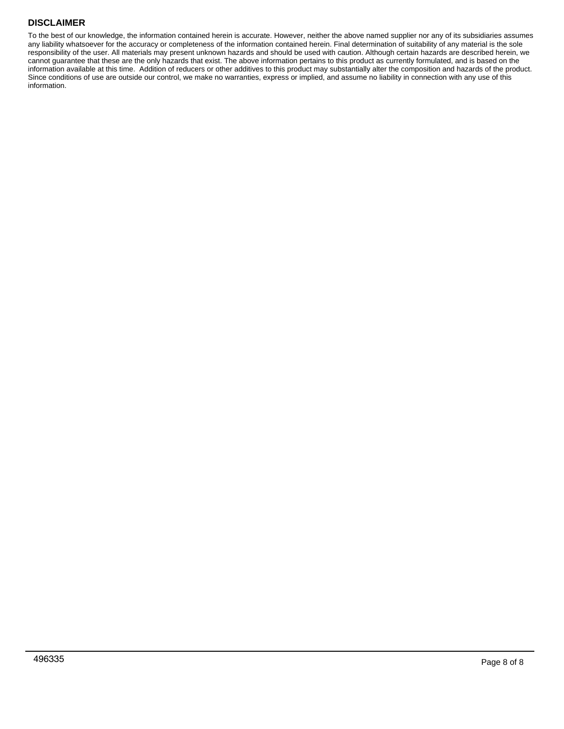## DISCLAIMER

To the best of our knowledge, the information contained herein is accurate. However, neither the above named supplier nor any of its subsidiaries assumes any liability whatsoever for the accuracy or completeness of the information contained herein. Final determination of suitability of any material is the sole responsibility of the user. All materials may present unknown hazards and should be used with caution. Although certain hazards are described herein, we cannot guarantee that these are the only hazards that exist. The above information pertains to this product as currently formulated, and is based on the information available at this time. Addition of reducers or other additives to this product may substantially alter the composition and hazards of the product. Since conditions of use are outside our control, we make no warranties, express or implied, and assume no liability in connection with any use of this information.